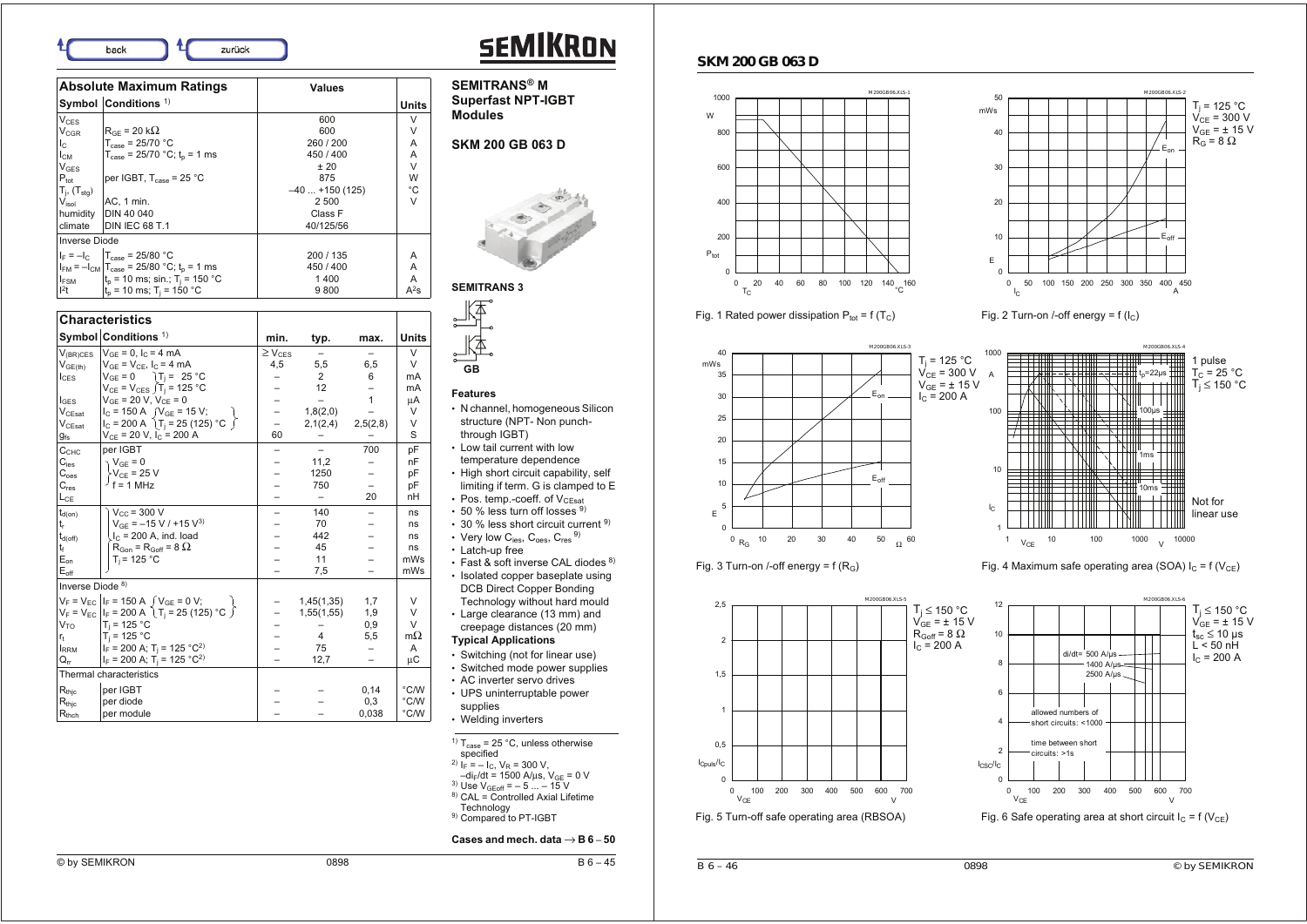# SEMIKRON

## Absolute Maximum Ratings

| Symbol | Conditions [1] | Values | Units |
|---|---|---|---|
| $V_{CES}$ | | 600 | V |
| $V_{CGR}$ | $R_{GE}$ = 20 kΩ | 600 | V |
| $I_C$ | $T_{case}$ = 25/70 °C | 260 / 200 | A |
| $I_{CM}$ | $T_{case}$ = 25/70 °C; $t_p$ = 1 ms | 450 / 400 | A |
| $V_{GES}$ | | ± 20 | V |
| $P_{tot}$ | per IGBT, $T_{case}$ = 25 °C | 875 | W |
| $T_j$, ($T_{stg}$) | | –40 ... +150 (125) | °C |
| $V_{isol}$ | AC, 1 min. | 2 500 | V |
| humidity | DIN 40 040 | Class F | |
| climate | DIN IEC 68 T.1 | 40/125/56 | |
| **Inverse Diode** | | | |
| $I_F = -I_C$ | $T_{case}$ = 25/80 °C | 200 / 135 | A |
| $I_{FM} = -I_{CM}$ | $T_{case}$ = 25/80 °C; $t_p$ = 1 ms | 450 / 400 | A |
| $I_{FSM}$ | $t_p$ = 10 ms; sin.; $T_j$ = 150 °C | 1 400 | A |
| $I^2t$ | $t_p$ = 10 ms; $T_j$ = 150 °C | 9 800 | $A^2s$ |

## Characteristics

| Symbol | Conditions [1] | min. | typ. | max. | Units |
|---|---|---|---|---|---|
| $V_{(BR)CES}$ | $V_{GE}$ = 0, $I_C$ = 4 mA | ≥ $V_{CES}$ | – | – | V |
| $V_{GE(th)}$ | $V_{GE} = V_{CE}$, $I_C$ = 4 mA | 4,5 | 5,5 | 6,5 | V |
| $I_{CES}$ | $V_{GE}$ = 0, $V_{CE} = V_{CES}$, $T_j$ = 25 °C | – | 2 | 6 | mA |
| | $V_{GE}$ = 0, $V_{CE} = V_{CES}$, $T_j$ = 125 °C | – | 12 | – | mA |
| $I_{GES}$ | $V_{GE}$ = 20 V, $V_{CE}$ = 0 | – | – | 1 | μA |
| $V_{CEsat}$ | $I_C$ = 150 A, $V_{GE}$ = 15 V; $T_j$ = 25 (125) °C | – | 1,8(2,0) | – | V |
| $V_{CEsat}$ | $I_C$ = 200 A, $V_{GE}$ = 15 V; $T_j$ = 25 (125) °C | – | 2,1(2,4) | 2,5(2,8) | V |
| $g_{fs}$ | $V_{CE}$ = 20 V, $I_C$ = 200 A | 60 | – | – | S |
| $C_{CHC}$ | per IGBT | – | – | 700 | pF |
| $C_{ies}$ | $V_{GE}$ = 0, $V_{CE}$ = 25 V, f = 1 MHz | – | 11,2 | – | nF |
| $C_{oes}$ | $V_{GE}$ = 0, $V_{CE}$ = 25 V, f = 1 MHz | – | 1250 | – | pF |
| $C_{res}$ | $V_{GE}$ = 0, $V_{CE}$ = 25 V, f = 1 MHz | – | 750 | – | pF |
| $L_{CE}$ | | – | – | 20 | nH |
| $t_{d(on)}$ | $V_{CC}$ = 300 V, $V_{GE}$ = –15 V / +15 V[3], $I_C$ = 200 A, ind. load, $R_{Gon} = R_{Goff}$ = 8 Ω, $T_j$ = 125 °C | – | 140 | – | ns |
| $t_r$ | | – | 70 | – | ns |
| $t_{d(off)}$ | | – | 442 | – | ns |
| $t_f$ | | – | 45 | – | ns |
| $E_{on}$ | | – | 11 | – | mWs |
| $E_{off}$ | | – | 7,5 | – | mWs |
| **Inverse Diode [8]** | | | | | |
| $V_F = V_{EC}$ | $I_F$ = 150 A, $V_{GE}$ = 0 V; $T_j$ = 25 (125) °C | – | 1,45(1,35) | 1,7 | V |
| $V_F = V_{EC}$ | $I_F$ = 200 A, $V_{GE}$ = 0 V; $T_j$ = 25 (125) °C | – | 1,55(1,55) | 1,9 | V |
| $V_{TO}$ | $T_j$ = 125 °C | – | – | 0,9 | V |
| $r_t$ | $T_j$ = 125 °C | – | 4 | 5,5 | mΩ |
| $I_{RRM}$ | $I_F$ = 200 A; $T_j$ = 125 °C[2] | – | 75 | – | A |
| $Q_{rr}$ | $I_F$ = 200 A; $T_j$ = 125 °C[2] | – | 12,7 | – | μC |
| **Thermal characteristics** | | | | | |
| $R_{thjc}$ | per IGBT | – | – | 0,14 | °C/W |
| $R_{thjc}$ | per diode | – | – | 0,3 | °C/W |
| $R_{thch}$ | per module | – | – | 0,038 | °C/W |

## SEMITRANS® M Superfast NPT-IGBT Modules

## SKM 200 GB 063 D

SEMITRANS 3

GB

### Features

- N channel, homogeneous Silicon structure (NPT- Non punch-through IGBT)
- Low tail current with low temperature dependence
- High short circuit capability, self limiting if term. G is clamped to E
- Pos. temp.-coeff. of $V_{CEsat}$
- 50 % less turn off losses [9]
- 30 % less short circuit current [9]
- Very low $C_{ies}$, $C_{oes}$, $C_{res}$ [9]
- Latch-up free
- Fast & soft inverse CAL diodes [8]
- Isolated copper baseplate using DCB Direct Copper Bonding Technology without hard mould
- Large clearance (13 mm) and creepage distances (20 mm)

### Typical Applications

- Switching (not for linear use)
- Switched mode power supplies
- AC inverter servo drives
- UPS uninterruptable power supplies
- Welding inverters

[1] $T_{case}$ = 25 °C, unless otherwise specified
[2] $I_F = -I_C$, $V_R$ = 300 V, $-di_F/dt$ = 1500 A/μs, $V_{GE}$ = 0 V
[3] Use $V_{GEoff}$ = – 5 ... – 15 V
[8] CAL = Controlled Axial Lifetime Technology
[9] Compared to PT-IGBT

**Cases and mech. data → B 6 – 50**

## SKM 200 GB 063 D

Fig. 1 Rated power dissipation $P_{tot} = f(T_C)$

Fig. 2 Turn-on /-off energy = f ($I_C$) — $T_j$ = 125 °C, $V_{CE}$ = 300 V, $V_{GE}$ = ± 15 V, $R_G$ = 8 Ω

Fig. 3 Turn-on /-off energy = f ($R_G$) — $T_j$ = 125 °C, $V_{CE}$ = 300 V, $V_{GE}$ = ± 15 V, $I_C$ = 200 A

Fig. 4 Maximum safe operating area (SOA) $I_C = f(V_{CE})$ — 1 pulse, $T_C$ = 25 °C, $T_j$ ≤ 150 °C; Not for linear use

Fig. 5 Turn-off safe operating area (RBSOA) — $T_j$ ≤ 150 °C, $V_{GE}$ = ± 15 V, $R_{Goff}$ = 8 Ω, $I_C$ = 200 A

Fig. 6 Safe operating area at short circuit $I_C = f(V_{CE})$ — $T_j$ ≤ 150 °C, $V_{GE}$ = ± 15 V, $t_{sc}$ ≤ 10 μs, L < 50 nH, $I_C$ = 200 A; allowed numbers of short circuits: <1000; time between short circuits: >1s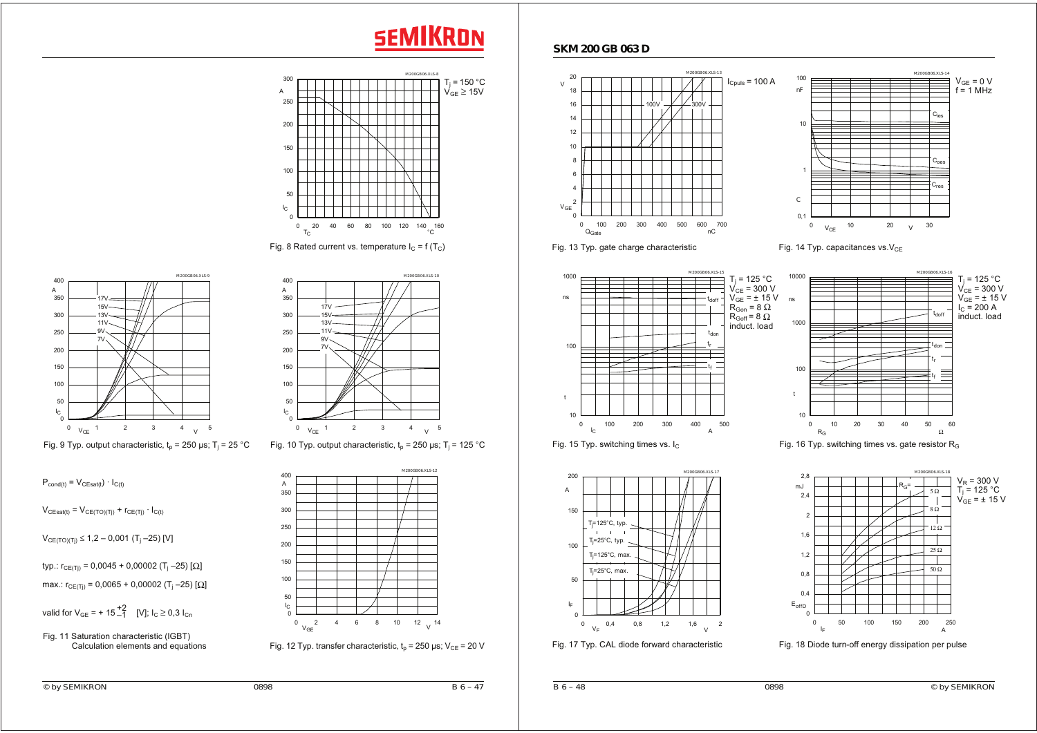## SKM 200 GB 063 D

Fig. 8 Rated current vs. temperature $I_C = f(T_C)$

Fig. 9 Typ. output characteristic, $t_p$ = 250 µs; $T_j$ = 25 °C

Fig. 10 Typ. output characteristic, $t_p$ = 250 µs; $T_j$ = 125 °C

$P_{cond(t)} = V_{CEsat(t)} \cdot I_{C(t)}$

$V_{CEsat(t)} = V_{CE(TO)(Tj)} + r_{CE(Tj)} \cdot I_{C(t)}$

$V_{CE(TO)(Tj)} \leq 1{,}2 - 0{,}001\,(T_j - 25)$ [V]

typ.: $r_{CE(Tj)} = 0{,}0045 + 0{,}00002\,(T_j - 25)$ [Ω]

max.: $r_{CE(Tj)} = 0{,}0065 + 0{,}00002\,(T_j - 25)$ [Ω]

valid for $V_{GE} = +15^{+2}_{-1}$ [V]; $I_C \geq 0{,}3\, I_{Cn}$

Fig. 11 Saturation characteristic (IGBT) Calculation elements and equations

Fig. 12 Typ. transfer characteristic, $t_p$ = 250 µs; $V_{CE}$ = 20 V

Fig. 13 Typ. gate charge characteristic

Fig. 14 Typ. capacitances vs. $V_{CE}$

Fig. 15 Typ. switching times vs. $I_C$

Fig. 16 Typ. switching times vs. gate resistor $R_G$

Fig. 17 Typ. CAL diode forward characteristic

Fig. 18 Diode turn-off energy dissipation per pulse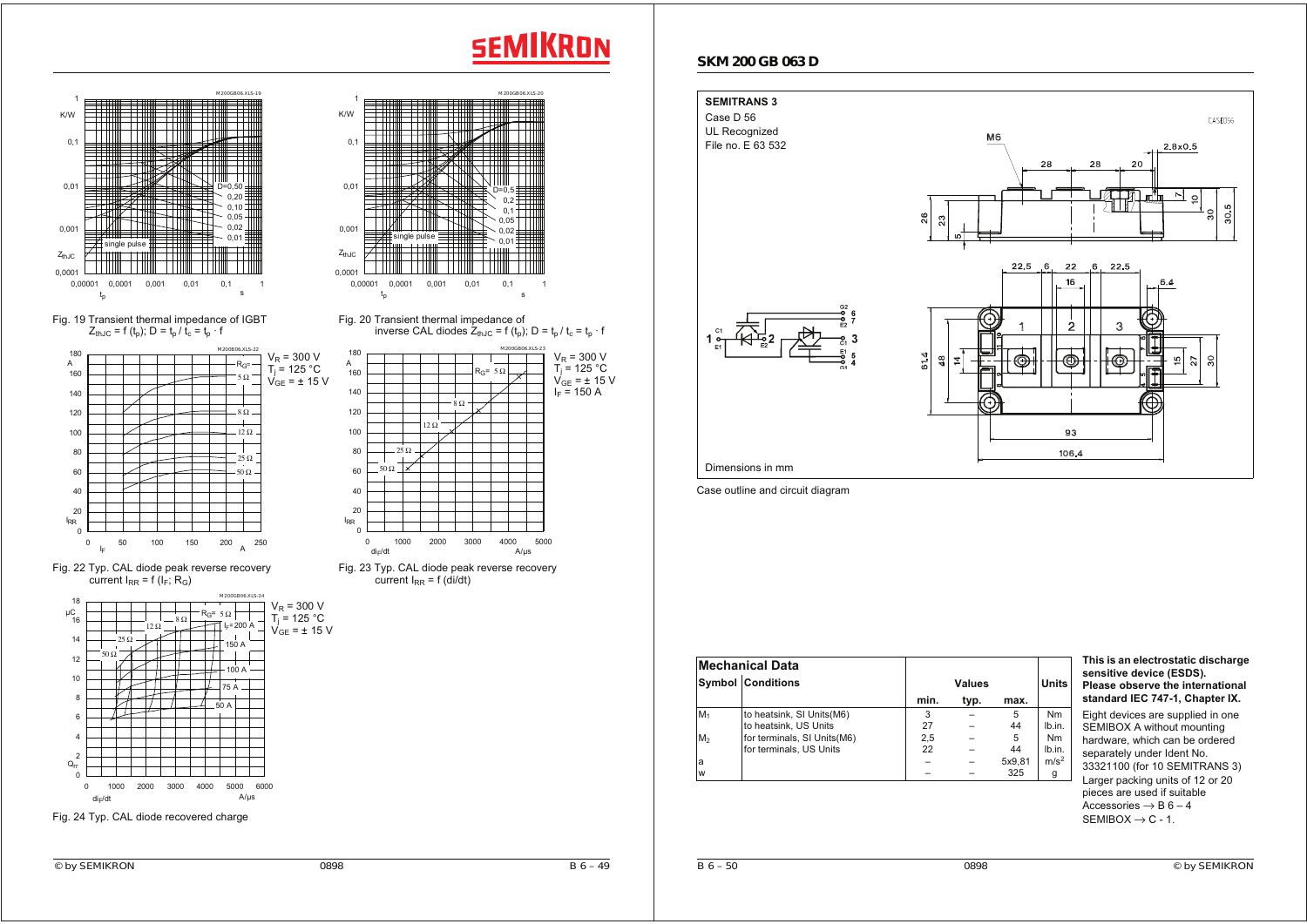# SKM 200 GB 063 D

1
K/W

0,1

0,01

0,001

$Z_{thJC}$

0,0001

0,00001 0,0001 0,001 0,01 0,1 1

$t_p$ s

M200GB06.XLS-19

D=0,50
0,20
0,10
0,05
0,02
0,01
single pulse

Fig. 19 Transient thermal impedance of IGBT $Z_{thJC} = f(t_p)$; $D = t_p / t_c = t_p \cdot f$

1
K/W

0,1

0,01

0,001

$Z_{thJC}$

0,0001

0,00001 0,0001 0,001 0,01 0,1 1

$t_p$ s

M200GB06.XLS-20

D=0,5
0,2
0,1
0,05
0,02
0,01
single pulse

Fig. 20 Transient thermal impedance of inverse CAL diodes $Z_{thJC} = f(t_p)$; $D = t_p / t_c = t_p \cdot f$

180
A
160
140
120
100
80
60
40
20
$I_{RR}$
0

0 50 100 150 200 250

$I_F$ A

M200GB06.XLS-22

$R_G$=
5 Ω
8 Ω
12 Ω
25 Ω
50 Ω

$V_R$ = 300 V
$T_j$ = 125 °C
$V_{GE}$ = ± 15 V

Fig. 22 Typ. CAL diode peak reverse recovery current $I_{RR} = f(I_F; R_G)$

180
A
160
140
120
100
80
60
40
20
$I_{RR}$
0

0 1000 2000 3000 4000 5000

$di_F/dt$ A/µs

M200GB06.XLS-23

$R_G$= 5 Ω
8 Ω
12 Ω
25 Ω
50 Ω

$V_R$ = 300 V
$T_j$ = 125 °C
$V_{GE}$ = ± 15 V
$I_F$ = 150 A

Fig. 23 Typ. CAL diode peak reverse recovery current $I_{RR} = f(di/dt)$

18
µC
16
14
12
10
8
6
4
2
$Q_{rr}$
0

0 1000 2000 3000 4000 5000 6000

$di_F/dt$ A/µs

M200GB06.XLS-24

$R_G$= 5 Ω
8 Ω
12 Ω
25 Ω
50 Ω

$I_F$=200 A
150 A
100 A
75 A
50 A

$V_R$ = 300 V
$T_j$ = 125 °C
$V_{GE}$ = ± 15 V

Fig. 24 Typ. CAL diode recovered charge

**SEMITRANS 3**

Case D 56

UL Recognized

File no. E 63 532

CASE D56

M6
2.8x0.5
28 28 20
26 23 5
7 10 30 30,5
22,5 6 22 6 22,5
16
6.4
61,4 48 14
15 27 30
93
106,4

1 2 3

G2 6, E2 7, C1 3, E1 5, G1 4, C1 E1 1, E2 2

Dimensions in mm

Case outline and circuit diagram

| Mechanical Data | | | | | |
|---|---|---|---|---|---|
| Symbol | Conditions | Values | | | Units |
| | | min. | typ. | max. | |
| $M_1$ | to heatsink, SI Units(M6) | 3 | – | 5 | Nm |
| | to heatsink, US Units | 27 | – | 44 | lb.in. |
| $M_2$ | for terminals, SI Units(M6) | 2,5 | – | 5 | Nm |
| | for terminals, US Units | 22 | – | 44 | lb.in. |
| a | | – | – | 5x9,81 | $m/s^2$ |
| w | | – | – | 325 | g |

**This is an electrostatic discharge sensitive device (ESDS). Please observe the international standard IEC 747-1, Chapter IX.**

Eight devices are supplied in one SEMIBOX A without mounting hardware, which can be ordered separately under Ident No. 33321100 (for 10 SEMITRANS 3)

Larger packing units of 12 or 20 pieces are used if suitable

Accessories → B 6 – 4

SEMIBOX → C - 1.